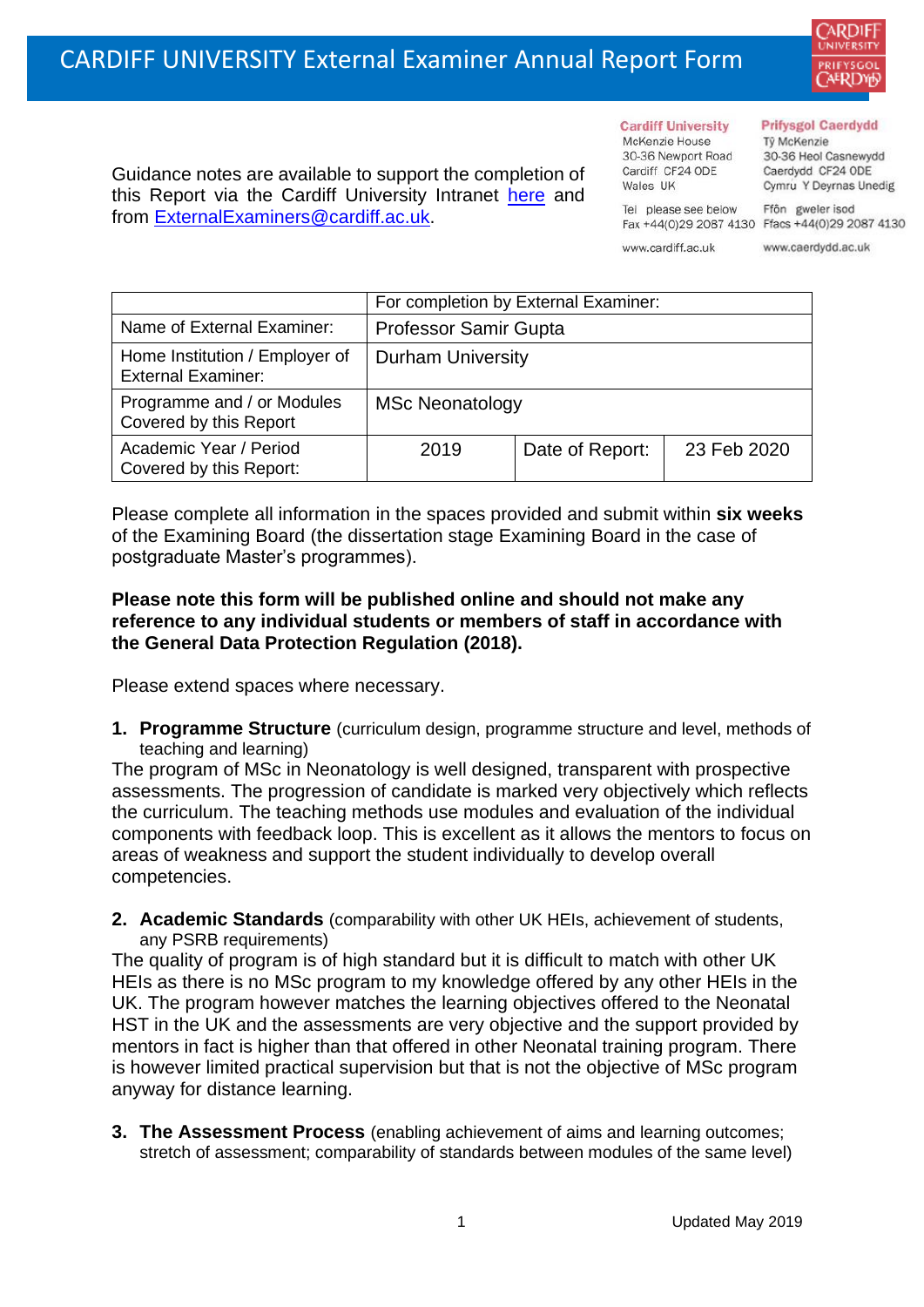# CARDIFF UNIVERSITY External Examiner Annual Report Form

Guidance notes are available to support the completion of this Report via the Cardiff University Intranet here and from ExternalExaminers@cardiff.ac.uk.

**Cardiff University**
McKenzie House
30-36 Newport Road
Cardiff CF24 0DE
Wales UK

Tel please see below
Fax +44(0)29 2087 4130

www.cardiff.ac.uk

**Prifysgol Caerdydd**
Tŷ McKenzie
30-36 Heol Casnewydd
Caerdydd CF24 0DE
Cymru Y Deyrnas Unedig

Ffôn gweler isod
Ffacs +44(0)29 2087 4130

www.caerdydd.ac.uk

| | For completion by External Examiner: | | |
|---|---|---|---|
| Name of External Examiner: | Professor Samir Gupta | | |
| Home Institution / Employer of External Examiner: | Durham University | | |
| Programme and / or Modules Covered by this Report | MSc Neonatology | | |
| Academic Year / Period Covered by this Report: | 2019 | Date of Report: | 23 Feb 2020 |

Please complete all information in the spaces provided and submit within **six weeks** of the Examining Board (the dissertation stage Examining Board in the case of postgraduate Master's programmes).

**Please note this form will be published online and should not make any reference to any individual students or members of staff in accordance with the General Data Protection Regulation (2018).**

Please extend spaces where necessary.

1. **Programme Structure** (curriculum design, programme structure and level, methods of teaching and learning)

The program of MSc in Neonatology is well designed, transparent with prospective assessments. The progression of candidate is marked very objectively which reflects the curriculum. The teaching methods use modules and evaluation of the individual components with feedback loop. This is excellent as it allows the mentors to focus on areas of weakness and support the student individually to develop overall competencies.

2. **Academic Standards** (comparability with other UK HEIs, achievement of students, any PSRB requirements)

The quality of program is of high standard but it is difficult to match with other UK HEIs as there is no MSc program to my knowledge offered by any other HEIs in the UK. The program however matches the learning objectives offered to the Neonatal HST in the UK and the assessments are very objective and the support provided by mentors in fact is higher than that offered in other Neonatal training program. There is however limited practical supervision but that is not the objective of MSc program anyway for distance learning.

3. **The Assessment Process** (enabling achievement of aims and learning outcomes; stretch of assessment; comparability of standards between modules of the same level)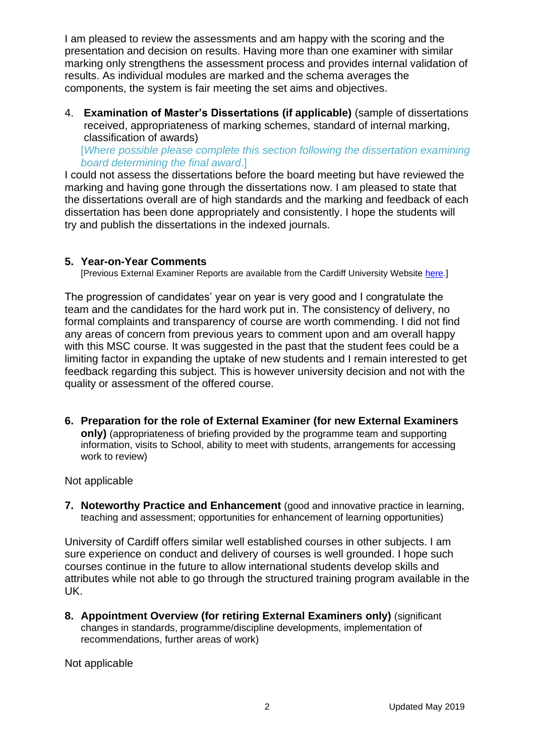I am pleased to review the assessments and am happy with the scoring and the presentation and decision on results. Having more than one examiner with similar marking only strengthens the assessment process and provides internal validation of results. As individual modules are marked and the schema averages the components, the system is fair meeting the set aims and objectives.

4. **Examination of Master's Dissertations (if applicable)** (sample of dissertations received, appropriateness of marking schemes, standard of internal marking, classification of awards)
   [*Where possible please complete this section following the dissertation examining board determining the final award*.]

I could not assess the dissertations before the board meeting but have reviewed the marking and having gone through the dissertations now. I am pleased to state that the dissertations overall are of high standards and the marking and feedback of each dissertation has been done appropriately and consistently. I hope the students will try and publish the dissertations in the indexed journals.

5. **Year-on-Year Comments**
   [Previous External Examiner Reports are available from the Cardiff University Website here.]

The progression of candidates' year on year is very good and I congratulate the team and the candidates for the hard work put in. The consistency of delivery, no formal complaints and transparency of course are worth commending. I did not find any areas of concern from previous years to comment upon and am overall happy with this MSC course. It was suggested in the past that the student fees could be a limiting factor in expanding the uptake of new students and I remain interested to get feedback regarding this subject. This is however university decision and not with the quality or assessment of the offered course.

6. **Preparation for the role of External Examiner (for new External Examiners only)** (appropriateness of briefing provided by the programme team and supporting information, visits to School, ability to meet with students, arrangements for accessing work to review)

Not applicable

7. **Noteworthy Practice and Enhancement** (good and innovative practice in learning, teaching and assessment; opportunities for enhancement of learning opportunities)

University of Cardiff offers similar well established courses in other subjects. I am sure experience on conduct and delivery of courses is well grounded. I hope such courses continue in the future to allow international students develop skills and attributes while not able to go through the structured training program available in the UK.

8. **Appointment Overview (for retiring External Examiners only)** (significant changes in standards, programme/discipline developments, implementation of recommendations, further areas of work)

Not applicable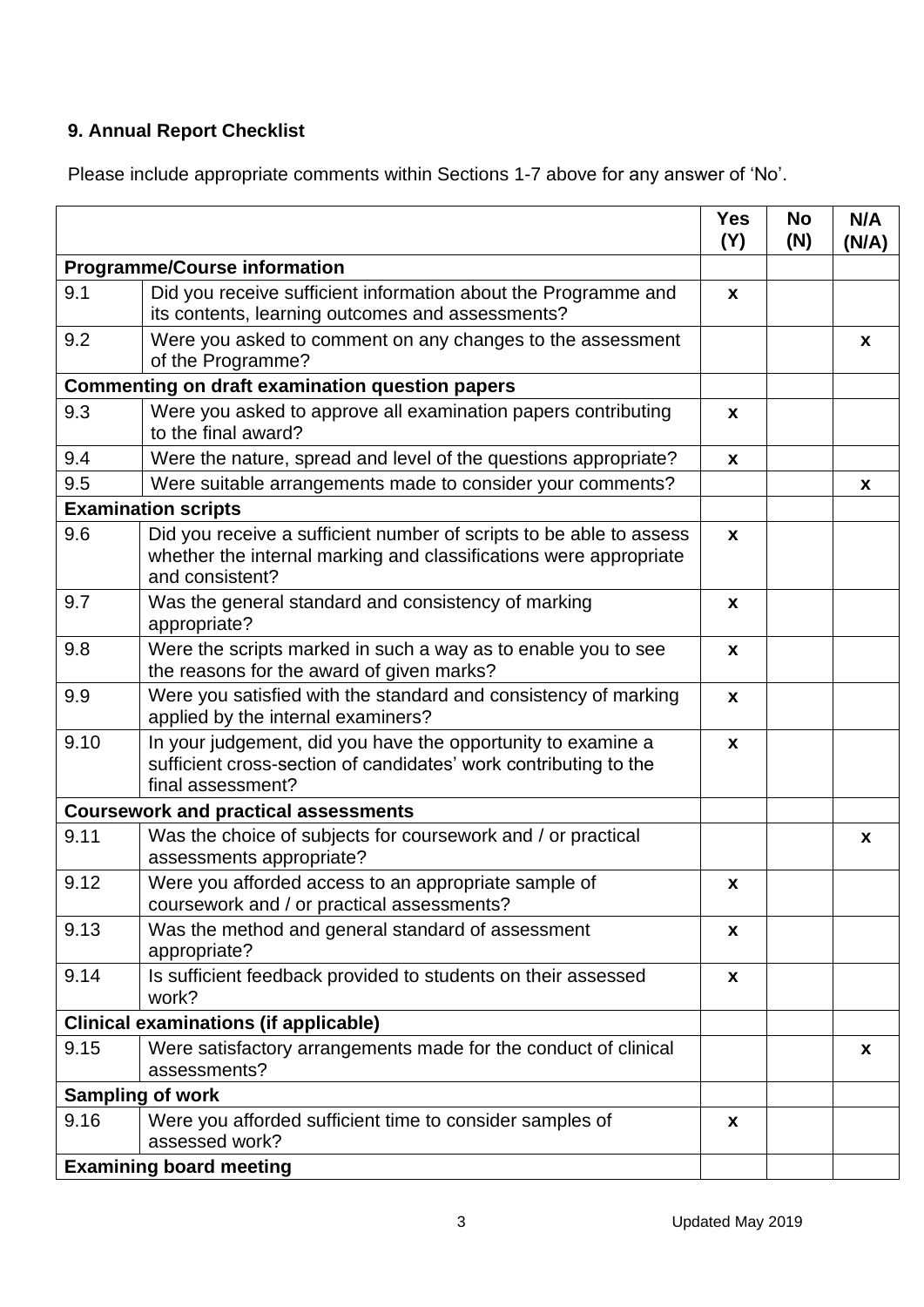### 9. Annual Report Checklist

Please include appropriate comments within Sections 1-7 above for any answer of 'No'.

| | | Yes (Y) | No (N) | N/A (N/A) |
|---|---|---|---|---|
| **Programme/Course information** | | | | |
| 9.1 | Did you receive sufficient information about the Programme and its contents, learning outcomes and assessments? | x | | |
| 9.2 | Were you asked to comment on any changes to the assessment of the Programme? | | | x |
| **Commenting on draft examination question papers** | | | | |
| 9.3 | Were you asked to approve all examination papers contributing to the final award? | x | | |
| 9.4 | Were the nature, spread and level of the questions appropriate? | x | | |
| 9.5 | Were suitable arrangements made to consider your comments? | | | x |
| **Examination scripts** | | | | |
| 9.6 | Did you receive a sufficient number of scripts to be able to assess whether the internal marking and classifications were appropriate and consistent? | x | | |
| 9.7 | Was the general standard and consistency of marking appropriate? | x | | |
| 9.8 | Were the scripts marked in such a way as to enable you to see the reasons for the award of given marks? | x | | |
| 9.9 | Were you satisfied with the standard and consistency of marking applied by the internal examiners? | x | | |
| 9.10 | In your judgement, did you have the opportunity to examine a sufficient cross-section of candidates' work contributing to the final assessment? | x | | |
| **Coursework and practical assessments** | | | | |
| 9.11 | Was the choice of subjects for coursework and / or practical assessments appropriate? | | | x |
| 9.12 | Were you afforded access to an appropriate sample of coursework and / or practical assessments? | x | | |
| 9.13 | Was the method and general standard of assessment appropriate? | x | | |
| 9.14 | Is sufficient feedback provided to students on their assessed work? | x | | |
| **Clinical examinations (if applicable)** | | | | |
| 9.15 | Were satisfactory arrangements made for the conduct of clinical assessments? | | | x |
| **Sampling of work** | | | | |
| 9.16 | Were you afforded sufficient time to consider samples of assessed work? | x | | |
| **Examining board meeting** | | | | |

Updated May 2019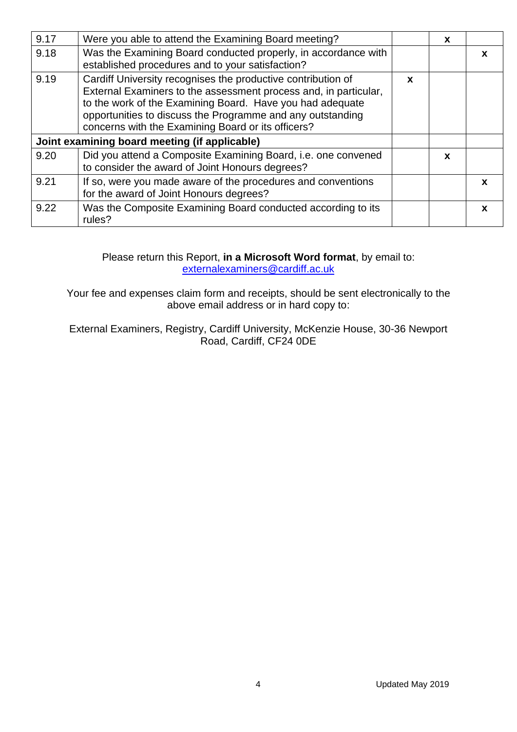| | | | | |
|---|---|---|---|---|
| 9.17 | Were you able to attend the Examining Board meeting? | | x | |
| 9.18 | Was the Examining Board conducted properly, in accordance with established procedures and to your satisfaction? | | | x |
| 9.19 | Cardiff University recognises the productive contribution of External Examiners to the assessment process and, in particular, to the work of the Examining Board. Have you had adequate opportunities to discuss the Programme and any outstanding concerns with the Examining Board or its officers? | x | | |
| **Joint examining board meeting (if applicable)** | | | | |
| 9.20 | Did you attend a Composite Examining Board, i.e. one convened to consider the award of Joint Honours degrees? | | x | |
| 9.21 | If so, were you made aware of the procedures and conventions for the award of Joint Honours degrees? | | | x |
| 9.22 | Was the Composite Examining Board conducted according to its rules? | | | x |

Please return this Report, **in a Microsoft Word format**, by email to: externalexaminers@cardiff.ac.uk

Your fee and expenses claim form and receipts, should be sent electronically to the above email address or in hard copy to:

External Examiners, Registry, Cardiff University, McKenzie House, 30-36 Newport Road, Cardiff, CF24 0DE